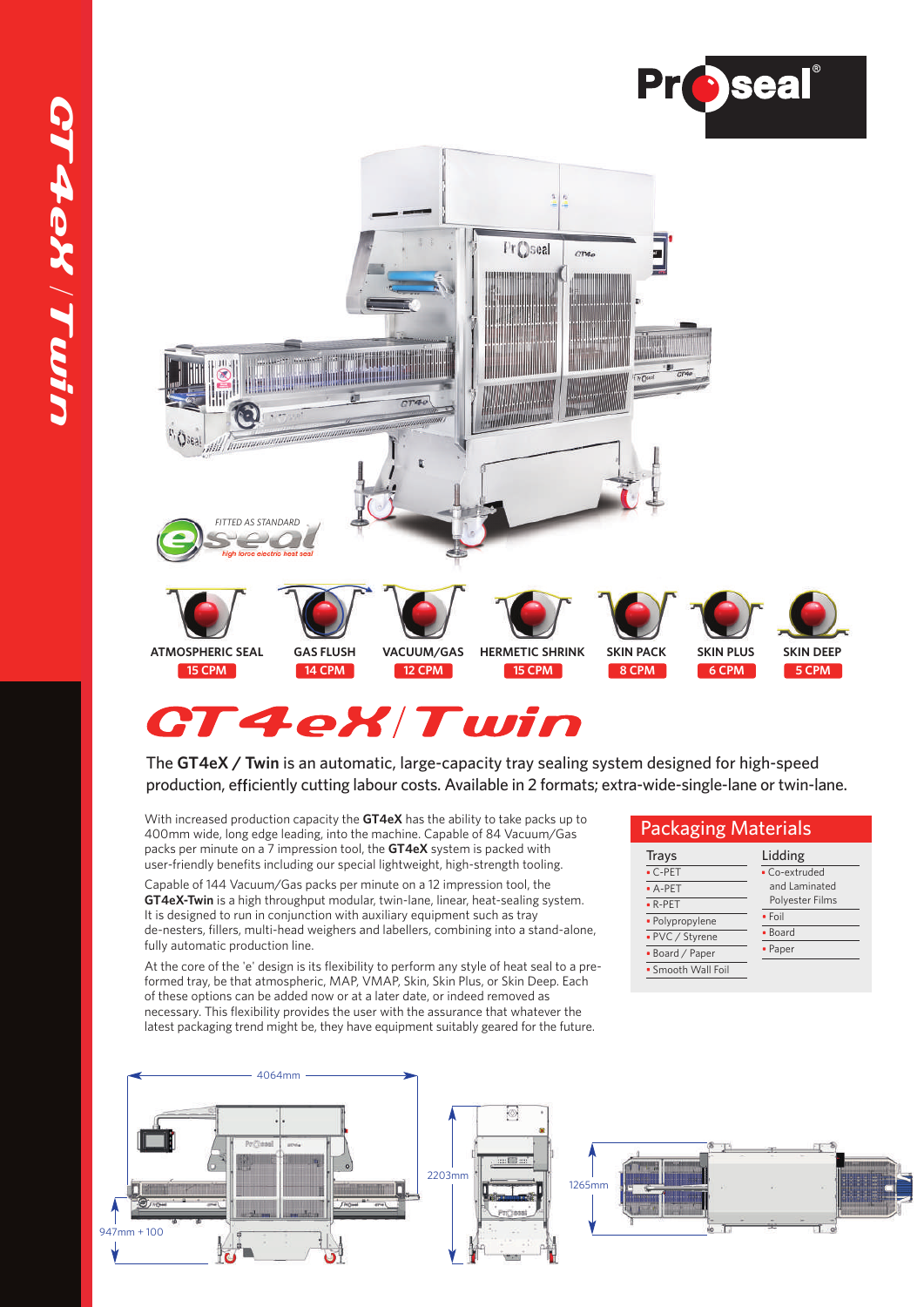# GT4eX / Twin

FITTED AS STANDARD

high force electric heat seal

| ATMOSPHERIC SEAL | GAS FLUSH | VACUUM/GAS | HERMETIC SHRINK | SKIN PACK | SKIN PLUS | SKIN DEEP |
|---|---|---|---|---|---|---|
| 15 CPM | 14 CPM | 12 CPM | 15 CPM | 8 CPM | 6 CPM | 5 CPM |

## GT4eX / Twin

The **GT4eX / Twin** is an automatic, large-capacity tray sealing system designed for high-speed production, efficiently cutting labour costs. Available in 2 formats; extra-wide-single-lane or twin-lane.

With increased production capacity the **GT4eX** has the ability to take packs up to 400mm wide, long edge leading, into the machine. Capable of 84 Vacuum/Gas packs per minute on a 7 impression tool, the **GT4eX** system is packed with user-friendly benefits including our special lightweight, high-strength tooling.

Capable of 144 Vacuum/Gas packs per minute on a 12 impression tool, the **GT4eX-Twin** is a high throughput modular, twin-lane, linear, heat-sealing system. It is designed to run in conjunction with auxiliary equipment such as tray de-nesters, fillers, multi-head weighers and labellers, combining into a stand-alone, fully automatic production line.

At the core of the 'e' design is its flexibility to perform any style of heat seal to a pre-formed tray, be that atmospheric, MAP, VMAP, Skin, Skin Plus, or Skin Deep. Each of these options can be added now or at a later date, or indeed removed as necessary. This flexibility provides the user with the assurance that whatever the latest packaging trend might be, they have equipment suitably geared for the future.

## Packaging Materials

| Trays | Lidding |
|---|---|
| C-PET | Co-extruded and Laminated Polyester Films |
| A-PET | Foil |
| R-PET | Board |
| Polypropylene | Paper |
| PVC / Styrene | |
| Board / Paper | |
| Smooth Wall Foil | |

4064mm

947mm + 100

2203mm

1265mm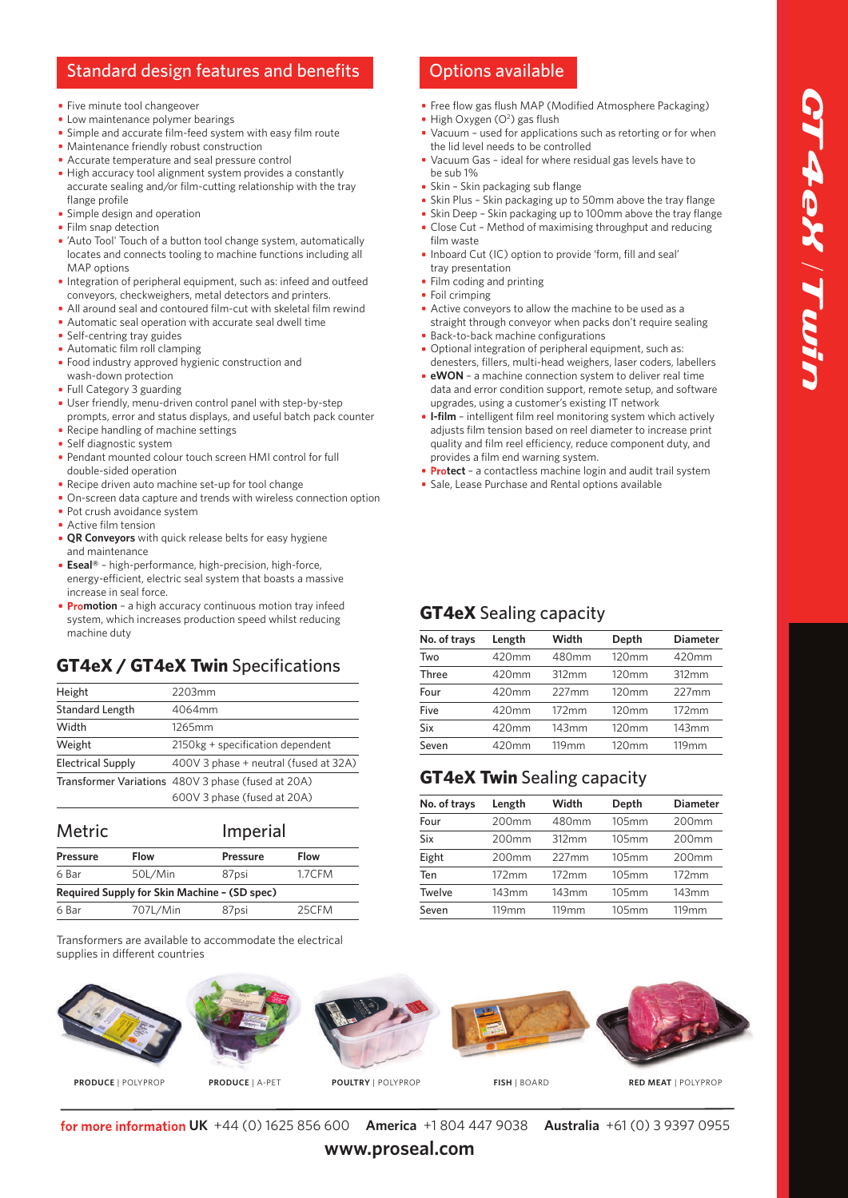## Standard design features and benefits

- Five minute tool changeover
- Low maintenance polymer bearings
- Simple and accurate film-feed system with easy film route
- Maintenance friendly robust construction
- Accurate temperature and seal pressure control
- High accuracy tool alignment system provides a constantly accurate sealing and/or film-cutting relationship with the tray flange profile
- Simple design and operation
- Film snap detection
- 'Auto Tool' Touch of a button tool change system, automatically locates and connects tooling to machine functions including all MAP options
- Integration of peripheral equipment, such as: infeed and outfeed conveyors, checkweighers, metal detectors and printers.
- All around seal and contoured film-cut with skeletal film rewind
- Automatic seal operation with accurate seal dwell time
- Self-centring tray guides
- Automatic film roll clamping
- Food industry approved hygienic construction and wash-down protection
- Full Category 3 guarding
- User friendly, menu-driven control panel with step-by-step prompts, error and status displays, and useful batch pack counter
- Recipe handling of machine settings
- Self diagnostic system
- Pendant mounted colour touch screen HMI control for full double-sided operation
- Recipe driven auto machine set-up for tool change
- On-screen data capture and trends with wireless connection option
- Pot crush avoidance system
- Active film tension
- **QR Conveyors** with quick release belts for easy hygiene and maintenance
- **Eseal**® – high-performance, high-precision, high-force, energy-efficient, electric seal system that boasts a massive increase in seal force.
- **Promotion** – a high accuracy continuous motion tray infeed system, which increases production speed whilst reducing machine duty

## Options available

- Free flow gas flush MAP (Modified Atmosphere Packaging)
- High Oxygen ($O^2$) gas flush
- Vacuum – used for applications such as retorting or for when the lid level needs to be controlled
- Vacuum Gas – ideal for where residual gas levels have to be sub 1%
- Skin – Skin packaging sub flange
- Skin Plus – Skin packaging up to 50mm above the tray flange
- Skin Deep – Skin packaging up to 100mm above the tray flange
- Close Cut – Method of maximising throughput and reducing film waste
- Inboard Cut (IC) option to provide 'form, fill and seal' tray presentation
- Film coding and printing
- Foil crimping
- Active conveyors to allow the machine to be used as a straight through conveyor when packs don't require sealing
- Back-to-back machine configurations
- Optional integration of peripheral equipment, such as: denesters, fillers, multi-head weighers, laser coders, labellers
- **eWON** – a machine connection system to deliver real time data and error condition support, remote setup, and software upgrades, using a customer's existing IT network
- **I-film** – intelligent film reel monitoring system which actively adjusts film tension based on reel diameter to increase print quality and film reel efficiency, reduce component duty, and provides a film end warning system.
- **Protect** – a contactless machine login and audit trail system
- Sale, Lease Purchase and Rental options available

## GT4eX / GT4eX Twin Specifications

| | |
|---|---|
| Height | 2203mm |
| Standard Length | 4064mm |
| Width | 1265mm |
| Weight | 2150kg + specification dependent |
| Electrical Supply | 400V 3 phase + neutral (fused at 32A) |
| Transformer Variations | 480V 3 phase (fused at 20A) |
| | 600V 3 phase (fused at 20A) |

| Metric | | Imperial | |
|---|---|---|---|
| **Pressure** | **Flow** | **Pressure** | **Flow** |
| 6 Bar | 50L/Min | 87psi | 1.7CFM |
| **Required Supply for Skin Machine – (SD spec)** | | | |
| 6 Bar | 707L/Min | 87psi | 25CFM |

Transformers are available to accommodate the electrical supplies in different countries

## GT4eX Sealing capacity

| No. of trays | Length | Width | Depth | Diameter |
|---|---|---|---|---|
| Two | 420mm | 480mm | 120mm | 420mm |
| Three | 420mm | 312mm | 120mm | 312mm |
| Four | 420mm | 227mm | 120mm | 227mm |
| Five | 420mm | 172mm | 120mm | 172mm |
| Six | 420mm | 143mm | 120mm | 143mm |
| Seven | 420mm | 119mm | 120mm | 119mm |

## GT4eX Twin Sealing capacity

| No. of trays | Length | Width | Depth | Diameter |
|---|---|---|---|---|
| Four | 200mm | 480mm | 105mm | 200mm |
| Six | 200mm | 312mm | 105mm | 200mm |
| Eight | 200mm | 227mm | 105mm | 200mm |
| Ten | 172mm | 172mm | 105mm | 172mm |
| Twelve | 143mm | 143mm | 105mm | 143mm |
| Seven | 119mm | 119mm | 105mm | 119mm |

PRODUCE | POLYPROP

PRODUCE | A-PET

POULTRY | POLYPROP

FISH | BOARD

RED MEAT | POLYPROP

for more information **UK** +44 (0) 1625 856 600 **America** +1 804 447 9038 **Australia** +61 (0) 3 9397 0955

**www.proseal.com**